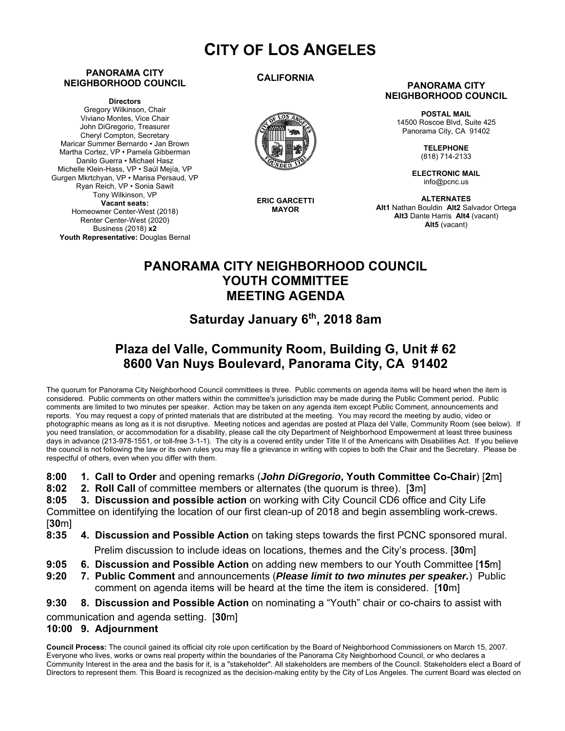# CITY OF LOS ANGELES

**PANORAMA CITY NEIGHBORHOOD COUNCIL**

**Directors**
Gregory Wilkinson, Chair
Viviano Montes, Vice Chair
John DiGregorio, Treasurer
Cheryl Compton, Secretary
Maricar Summer Bernardo • Jan Brown
Martha Cortez, VP • Pamela Gibberman
Danilo Guerra • Michael Hasz
Michelle Klein-Hass, VP • Saúl Mejía, VP
Gurgen Mkrtchyan, VP • Marisa Persaud, VP
Ryan Reich, VP • Sonia Sawit
Tony Wilkinson, VP
**Vacant seats:**
Homeowner Center-West (2018)
Renter Center-West (2020)
Business (2018) **x2**
**Youth Representative:** Douglas Bernal

**CALIFORNIA**

**ERIC GARCETTI**
**MAYOR**

**PANORAMA CITY NEIGHBORHOOD COUNCIL**

**POSTAL MAIL**
14500 Roscoe Blvd, Suite 425
Panorama City, CA 91402

**TELEPHONE**
(818) 714-2133

**ELECTRONIC MAIL**
info@pcnc.us

**ALTERNATES**
**Alt1** Nathan Bouldin **Alt2** Salvador Ortega
**Alt3** Dante Harris **Alt4** (vacant)
**Alt5** (vacant)

## PANORAMA CITY NEIGHBORHOOD COUNCIL
## YOUTH COMMITTEE
## MEETING AGENDA

### Saturday January 6th, 2018 8am

### Plaza del Valle, Community Room, Building G, Unit # 62
### 8600 Van Nuys Boulevard, Panorama City, CA 91402

The quorum for Panorama City Neighborhood Council committees is three. Public comments on agenda items will be heard when the item is considered. Public comments on other matters within the committee's jurisdiction may be made during the Public Comment period. Public comments are limited to two minutes per speaker. Action may be taken on any agenda item except Public Comment, announcements and reports. You may request a copy of printed materials that are distributed at the meeting. You may record the meeting by audio, video or photographic means as long as it is not disruptive. Meeting notices and agendas are posted at Plaza del Valle, Community Room (see below). If you need translation, or accommodation for a disability, please call the city Department of Neighborhood Empowerment at least three business days in advance (213-978-1551, or toll-free 3-1-1). The city is a covered entity under Title II of the Americans with Disabilities Act. If you believe the council is not following the law or its own rules you may file a grievance in writing with copies to both the Chair and the Secretary. Please be respectful of others, even when you differ with them.

**8:00 1. Call to Order** and opening remarks (***John DiGregorio*, Youth Committee Co-Chair**) [**2**m]

**8:02 2. Roll Call** of committee members or alternates (the quorum is three). [**3**m]

**8:05 3. Discussion and possible action** on working with City Council CD6 office and City Life Committee on identifying the location of our first clean-up of 2018 and begin assembling work-crews. [**30**m]

**8:35 4. Discussion and Possible Action** on taking steps towards the first PCNC sponsored mural. Prelim discussion to include ideas on locations, themes and the City's process. [**30**m]

**9:05 6. Discussion and Possible Action** on adding new members to our Youth Committee [**15**m]

**9:20 7. Public Comment** and announcements (***Please limit to two minutes per speaker.***) Public comment on agenda items will be heard at the time the item is considered. [**10**m]

**9:30 8. Discussion and Possible Action** on nominating a "Youth" chair or co-chairs to assist with communication and agenda setting. [**30**m]

**10:00 9. Adjournment**

**Council Process:** The council gained its official city role upon certification by the Board of Neighborhood Commissioners on March 15, 2007. Everyone who lives, works or owns real property within the boundaries of the Panorama City Neighborhood Council, or who declares a Community Interest in the area and the basis for it, is a "stakeholder". All stakeholders are members of the Council. Stakeholders elect a Board of Directors to represent them. This Board is recognized as the decision-making entity by the City of Los Angeles. The current Board was elected on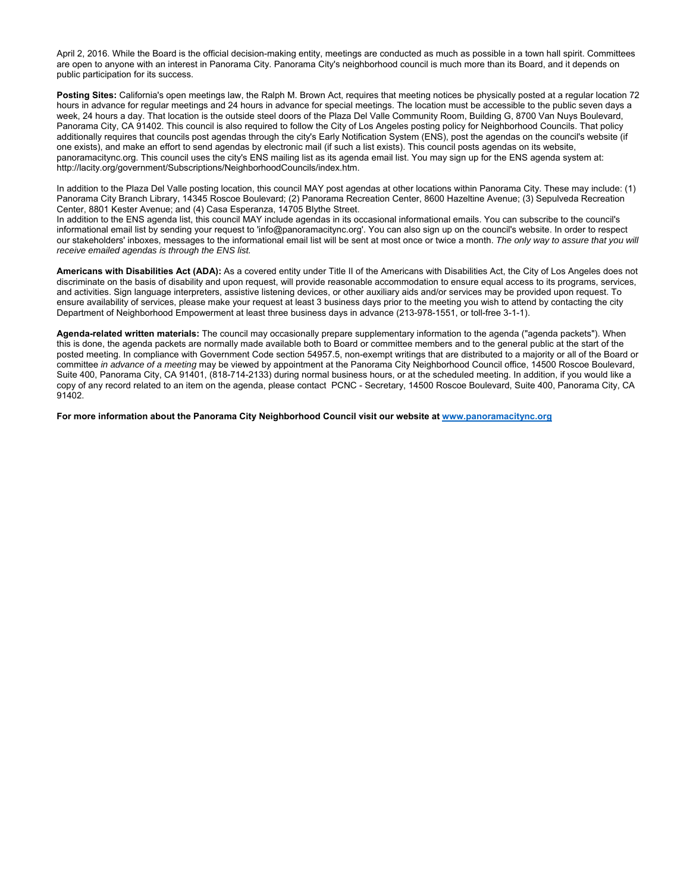April 2, 2016. While the Board is the official decision-making entity, meetings are conducted as much as possible in a town hall spirit. Committees are open to anyone with an interest in Panorama City. Panorama City's neighborhood council is much more than its Board, and it depends on public participation for its success.

**Posting Sites:** California's open meetings law, the Ralph M. Brown Act, requires that meeting notices be physically posted at a regular location 72 hours in advance for regular meetings and 24 hours in advance for special meetings. The location must be accessible to the public seven days a week, 24 hours a day. That location is the outside steel doors of the Plaza Del Valle Community Room, Building G, 8700 Van Nuys Boulevard, Panorama City, CA 91402. This council is also required to follow the City of Los Angeles posting policy for Neighborhood Councils. That policy additionally requires that councils post agendas through the city's Early Notification System (ENS), post the agendas on the council's website (if one exists), and make an effort to send agendas by electronic mail (if such a list exists). This council posts agendas on its website, panoramacitync.org. This council uses the city's ENS mailing list as its agenda email list. You may sign up for the ENS agenda system at: http://lacity.org/government/Subscriptions/NeighborhoodCouncils/index.htm.

In addition to the Plaza Del Valle posting location, this council MAY post agendas at other locations within Panorama City. These may include: (1) Panorama City Branch Library, 14345 Roscoe Boulevard; (2) Panorama Recreation Center, 8600 Hazeltine Avenue; (3) Sepulveda Recreation Center, 8801 Kester Avenue; and (4) Casa Esperanza, 14705 Blythe Street.
In addition to the ENS agenda list, this council MAY include agendas in its occasional informational emails. You can subscribe to the council's informational email list by sending your request to 'info@panoramacitync.org'. You can also sign up on the council's website. In order to respect our stakeholders' inboxes, messages to the informational email list will be sent at most once or twice a month. *The only way to assure that you will receive emailed agendas is through the ENS list.*

**Americans with Disabilities Act (ADA):** As a covered entity under Title II of the Americans with Disabilities Act, the City of Los Angeles does not discriminate on the basis of disability and upon request, will provide reasonable accommodation to ensure equal access to its programs, services, and activities. Sign language interpreters, assistive listening devices, or other auxiliary aids and/or services may be provided upon request. To ensure availability of services, please make your request at least 3 business days prior to the meeting you wish to attend by contacting the city Department of Neighborhood Empowerment at least three business days in advance (213-978-1551, or toll-free 3-1-1).

**Agenda-related written materials:** The council may occasionally prepare supplementary information to the agenda ("agenda packets"). When this is done, the agenda packets are normally made available both to Board or committee members and to the general public at the start of the posted meeting. In compliance with Government Code section 54957.5, non-exempt writings that are distributed to a majority or all of the Board or committee *in advance of a meeting* may be viewed by appointment at the Panorama City Neighborhood Council office, 14500 Roscoe Boulevard, Suite 400, Panorama City, CA 91401, (818-714-2133) during normal business hours, or at the scheduled meeting. In addition, if you would like a copy of any record related to an item on the agenda, please contact PCNC - Secretary, 14500 Roscoe Boulevard, Suite 400, Panorama City, CA 91402.

**For more information about the Panorama City Neighborhood Council visit our website at [www.panoramacitync.org](http://www.panoramacitync.org)**